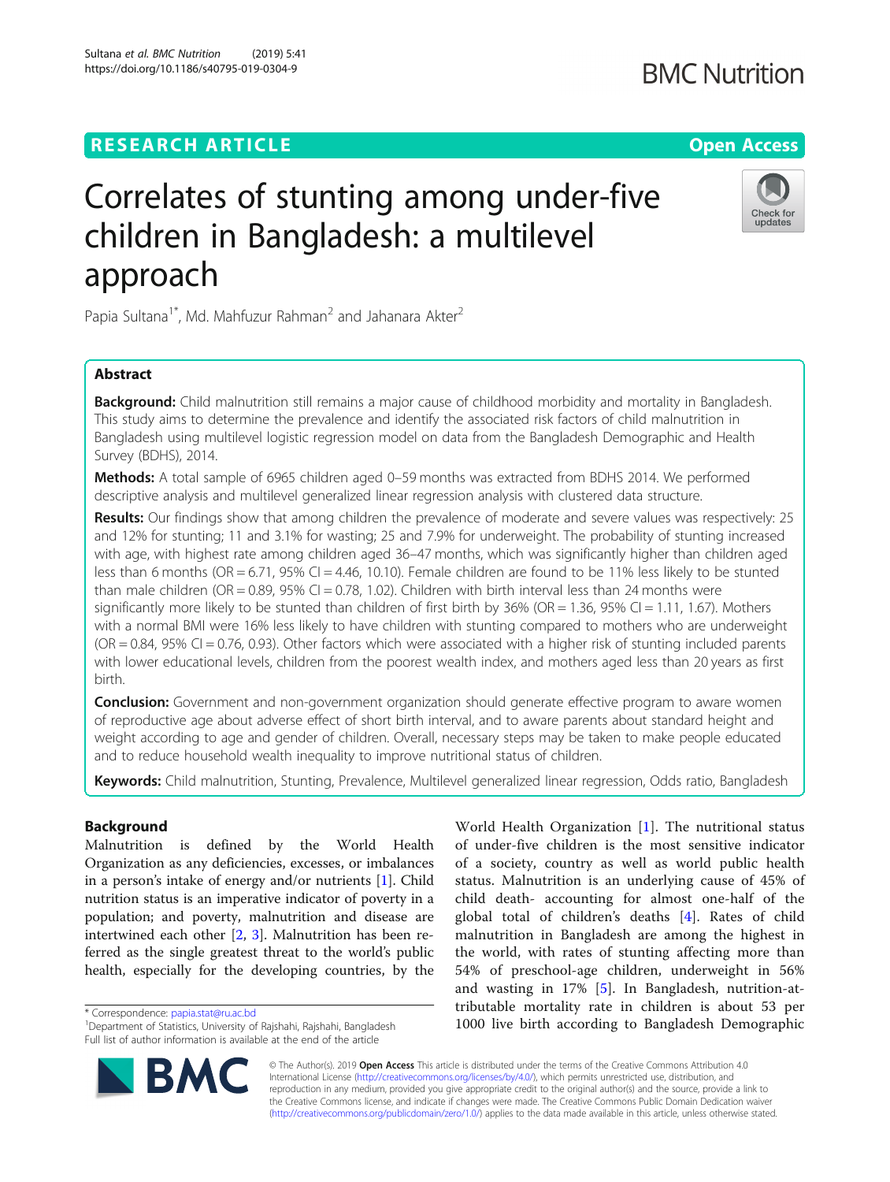RESEARCH ARTICLE

Open Access

# Correlates of stunting among under-five children in Bangladesh: a multilevel approach

Papia Sultana[1*], Md. Mahfuzur Rahman[2] and Jahanara Akter[2]

## Abstract

**Background:** Child malnutrition still remains a major cause of childhood morbidity and mortality in Bangladesh. This study aims to determine the prevalence and identify the associated risk factors of child malnutrition in Bangladesh using multilevel logistic regression model on data from the Bangladesh Demographic and Health Survey (BDHS), 2014.

**Methods:** A total sample of 6965 children aged 0–59 months was extracted from BDHS 2014. We performed descriptive analysis and multilevel generalized linear regression analysis with clustered data structure.

**Results:** Our findings show that among children the prevalence of moderate and severe values was respectively: 25 and 12% for stunting; 11 and 3.1% for wasting; 25 and 7.9% for underweight. The probability of stunting increased with age, with highest rate among children aged 36–47 months, which was significantly higher than children aged less than 6 months (OR = 6.71, 95% CI = 4.46, 10.10). Female children are found to be 11% less likely to be stunted than male children (OR = 0.89, 95% CI = 0.78, 1.02). Children with birth interval less than 24 months were significantly more likely to be stunted than children of first birth by 36% (OR = 1.36, 95% CI = 1.11, 1.67). Mothers with a normal BMI were 16% less likely to have children with stunting compared to mothers who are underweight (OR = 0.84, 95% CI = 0.76, 0.93). Other factors which were associated with a higher risk of stunting included parents with lower educational levels, children from the poorest wealth index, and mothers aged less than 20 years as first birth.

**Conclusion:** Government and non-government organization should generate effective program to aware women of reproductive age about adverse effect of short birth interval, and to aware parents about standard height and weight according to age and gender of children. Overall, necessary steps may be taken to make people educated and to reduce household wealth inequality to improve nutritional status of children.

**Keywords:** Child malnutrition, Stunting, Prevalence, Multilevel generalized linear regression, Odds ratio, Bangladesh

## Background

Malnutrition is defined by the World Health Organization as any deficiencies, excesses, or imbalances in a person's intake of energy and/or nutrients [1]. Child nutrition status is an imperative indicator of poverty in a population; and poverty, malnutrition and disease are intertwined each other [2, 3]. Malnutrition has been referred as the single greatest threat to the world's public health, especially for the developing countries, by the World Health Organization [1]. The nutritional status of under-five children is the most sensitive indicator of a society, country as well as world public health status. Malnutrition is an underlying cause of 45% of child death- accounting for almost one-half of the global total of children's deaths [4]. Rates of child malnutrition in Bangladesh are among the highest in the world, with rates of stunting affecting more than 54% of preschool-age children, underweight in 56% and wasting in 17% [5]. In Bangladesh, nutrition-attributable mortality rate in children is about 53 per 1000 live birth according to Bangladesh Demographic

\* Correspondence: papia.stat@ru.ac.bd
[1]Department of Statistics, University of Rajshahi, Rajshahi, Bangladesh
Full list of author information is available at the end of the article

© The Author(s). 2019 **Open Access** This article is distributed under the terms of the Creative Commons Attribution 4.0 International License (http://creativecommons.org/licenses/by/4.0/), which permits unrestricted use, distribution, and reproduction in any medium, provided you give appropriate credit to the original author(s) and the source, provide a link to the Creative Commons license, and indicate if changes were made. The Creative Commons Public Domain Dedication waiver (http://creativecommons.org/publicdomain/zero/1.0/) applies to the data made available in this article, unless otherwise stated.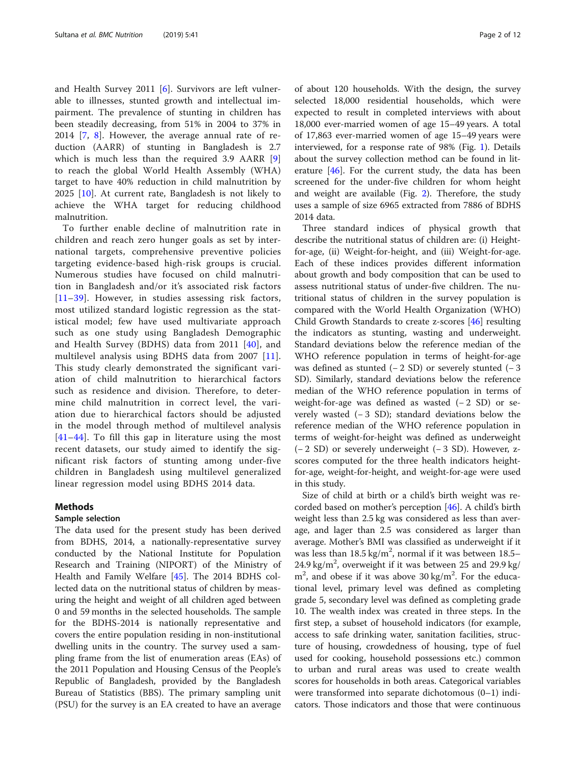and Health Survey 2011 [6]. Survivors are left vulnerable to illnesses, stunted growth and intellectual impairment. The prevalence of stunting in children has been steadily decreasing, from 51% in 2004 to 37% in 2014 [7, 8]. However, the average annual rate of reduction (AARR) of stunting in Bangladesh is 2.7 which is much less than the required 3.9 AARR [9] to reach the global World Health Assembly (WHA) target to have 40% reduction in child malnutrition by 2025 [10]. At current rate, Bangladesh is not likely to achieve the WHA target for reducing childhood malnutrition.

To further enable decline of malnutrition rate in children and reach zero hunger goals as set by international targets, comprehensive preventive policies targeting evidence-based high-risk groups is crucial. Numerous studies have focused on child malnutrition in Bangladesh and/or it's associated risk factors [11–39]. However, in studies assessing risk factors, most utilized standard logistic regression as the statistical model; few have used multivariate approach such as one study using Bangladesh Demographic and Health Survey (BDHS) data from 2011 [40], and multilevel analysis using BDHS data from 2007 [11]. This study clearly demonstrated the significant variation of child malnutrition to hierarchical factors such as residence and division. Therefore, to determine child malnutrition in correct level, the variation due to hierarchical factors should be adjusted in the model through method of multilevel analysis [41–44]. To fill this gap in literature using the most recent datasets, our study aimed to identify the significant risk factors of stunting among under-five children in Bangladesh using multilevel generalized linear regression model using BDHS 2014 data.

## Methods

### Sample selection

The data used for the present study has been derived from BDHS, 2014, a nationally-representative survey conducted by the National Institute for Population Research and Training (NIPORT) of the Ministry of Health and Family Welfare [45]. The 2014 BDHS collected data on the nutritional status of children by measuring the height and weight of all children aged between 0 and 59 months in the selected households. The sample for the BDHS-2014 is nationally representative and covers the entire population residing in non-institutional dwelling units in the country. The survey used a sampling frame from the list of enumeration areas (EAs) of the 2011 Population and Housing Census of the People's Republic of Bangladesh, provided by the Bangladesh Bureau of Statistics (BBS). The primary sampling unit (PSU) for the survey is an EA created to have an average of about 120 households. With the design, the survey selected 18,000 residential households, which were expected to result in completed interviews with about 18,000 ever-married women of age 15–49 years. A total of 17,863 ever-married women of age 15–49 years were interviewed, for a response rate of 98% (Fig. 1). Details about the survey collection method can be found in literature [46]. For the current study, the data has been screened for the under-five children for whom height and weight are available (Fig. 2). Therefore, the study uses a sample of size 6965 extracted from 7886 of BDHS 2014 data.

Three standard indices of physical growth that describe the nutritional status of children are: (i) Height-for-age, (ii) Weight-for-height, and (iii) Weight-for-age. Each of these indices provides different information about growth and body composition that can be used to assess nutritional status of under-five children. The nutritional status of children in the survey population is compared with the World Health Organization (WHO) Child Growth Standards to create z-scores [46] resulting the indicators as stunting, wasting and underweight. Standard deviations below the reference median of the WHO reference population in terms of height-for-age was defined as stunted (− 2 SD) or severely stunted (− 3 SD). Similarly, standard deviations below the reference median of the WHO reference population in terms of weight-for-age was defined as wasted (− 2 SD) or severely wasted (− 3 SD); standard deviations below the reference median of the WHO reference population in terms of weight-for-height was defined as underweight (− 2 SD) or severely underweight (− 3 SD). However, z-scores computed for the three health indicators height-for-age, weight-for-height, and weight-for-age were used in this study.

Size of child at birth or a child's birth weight was recorded based on mother's perception [46]. A child's birth weight less than 2.5 kg was considered as less than average, and lager than 2.5 was considered as larger than average. Mother's BMI was classified as underweight if it was less than 18.5 kg/m$^2$, normal if it was between 18.5–24.9 kg/m$^2$, overweight if it was between 25 and 29.9 kg/m$^2$, and obese if it was above 30 kg/m$^2$. For the educational level, primary level was defined as completing grade 5, secondary level was defined as completing grade 10. The wealth index was created in three steps. In the first step, a subset of household indicators (for example, access to safe drinking water, sanitation facilities, structure of housing, crowdedness of housing, type of fuel used for cooking, household possessions etc.) common to urban and rural areas was used to create wealth scores for households in both areas. Categorical variables were transformed into separate dichotomous (0–1) indicators. Those indicators and those that were continuous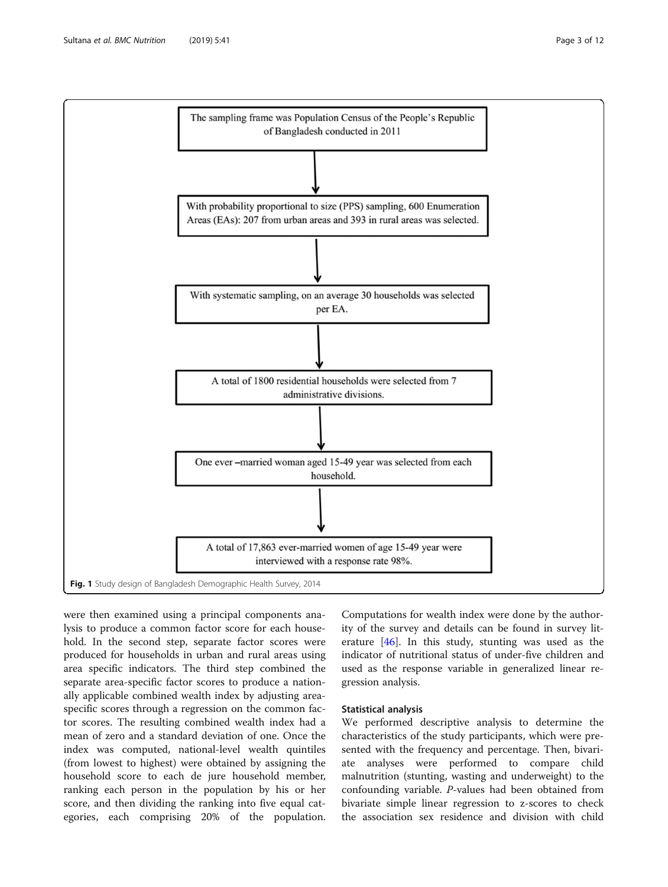The sampling frame was Population Census of the People's Republic of Bangladesh conducted in 2011

↓

With probability proportional to size (PPS) sampling, 600 Enumeration Areas (EAs): 207 from urban areas and 393 in rural areas was selected.

↓

With systematic sampling, on an average 30 households was selected per EA.

↓

A total of 1800 residential households were selected from 7 administrative divisions.

↓

One ever –married woman aged 15-49 year was selected from each household.

↓

A total of 17,863 ever-married women of age 15-49 year were interviewed with a response rate 98%.

**Fig. 1** Study design of Bangladesh Demographic Health Survey, 2014

were then examined using a principal components analysis to produce a common factor score for each household. In the second step, separate factor scores were produced for households in urban and rural areas using area specific indicators. The third step combined the separate area-specific factor scores to produce a nationally applicable combined wealth index by adjusting area-specific scores through a regression on the common factor scores. The resulting combined wealth index had a mean of zero and a standard deviation of one. Once the index was computed, national-level wealth quintiles (from lowest to highest) were obtained by assigning the household score to each de jure household member, ranking each person in the population by his or her score, and then dividing the ranking into five equal categories, each comprising 20% of the population. Computations for wealth index were done by the authority of the survey and details can be found in survey literature [46]. In this study, stunting was used as the indicator of nutritional status of under-five children and used as the response variable in generalized linear regression analysis.

## Statistical analysis

We performed descriptive analysis to determine the characteristics of the study participants, which were presented with the frequency and percentage. Then, bivariate analyses were performed to compare child malnutrition (stunting, wasting and underweight) to the confounding variable. *P*-values had been obtained from bivariate simple linear regression to z-scores to check the association sex residence and division with child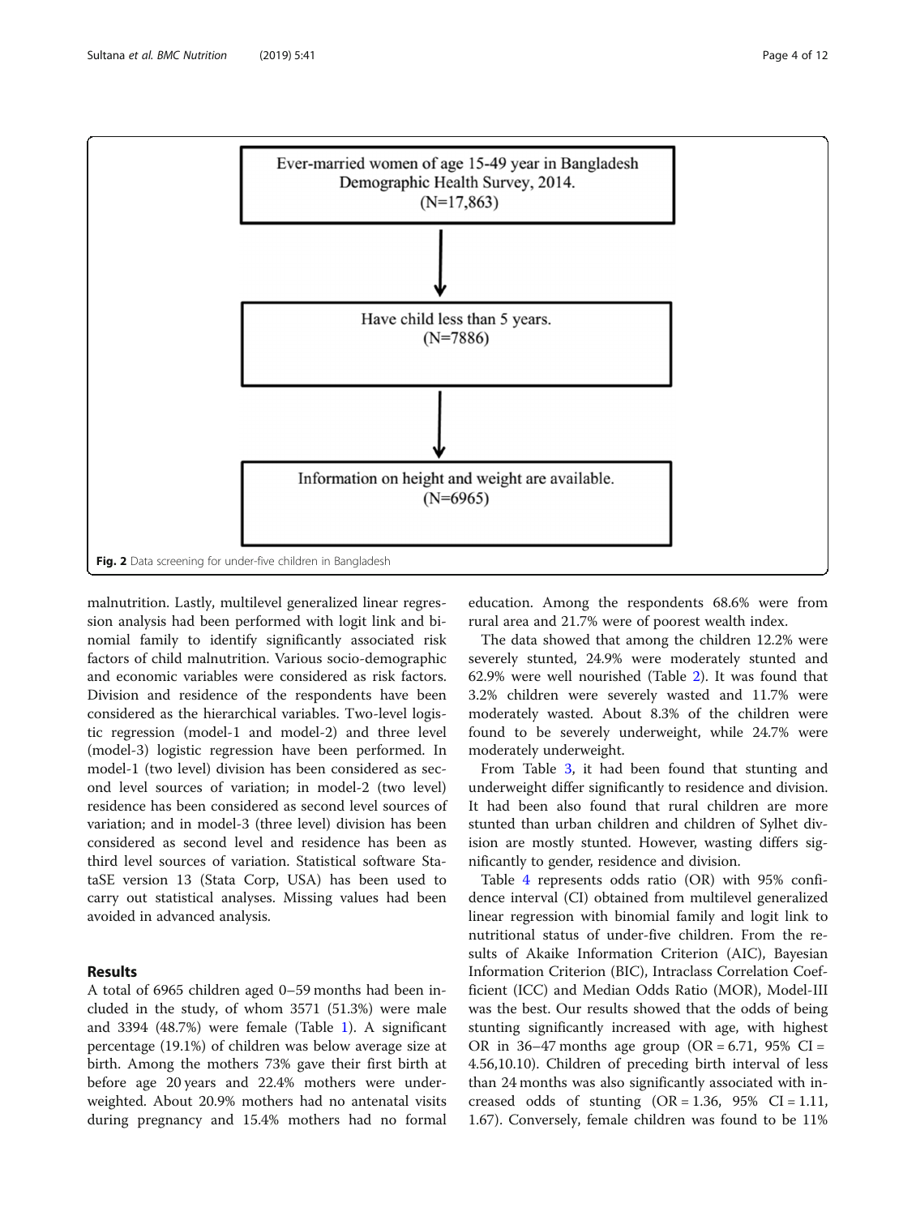Ever-married women of age 15-49 year in Bangladesh Demographic Health Survey, 2014. (N=17,863)

Have child less than 5 years. (N=7886)

Information on height and weight are available. (N=6965)

**Fig. 2** Data screening for under-five children in Bangladesh

malnutrition. Lastly, multilevel generalized linear regression analysis had been performed with logit link and binomial family to identify significantly associated risk factors of child malnutrition. Various socio-demographic and economic variables were considered as risk factors. Division and residence of the respondents have been considered as the hierarchical variables. Two-level logistic regression (model-1 and model-2) and three level (model-3) logistic regression have been performed. In model-1 (two level) division has been considered as second level sources of variation; in model-2 (two level) residence has been considered as second level sources of variation; and in model-3 (three level) division has been considered as second level and residence has been as third level sources of variation. Statistical software StataSE version 13 (Stata Corp, USA) has been used to carry out statistical analyses. Missing values had been avoided in advanced analysis.

## Results

A total of 6965 children aged 0–59 months had been included in the study, of whom 3571 (51.3%) were male and 3394 (48.7%) were female (Table 1). A significant percentage (19.1%) of children was below average size at birth. Among the mothers 73% gave their first birth at before age 20 years and 22.4% mothers were underweighted. About 20.9% mothers had no antenatal visits during pregnancy and 15.4% mothers had no formal education. Among the respondents 68.6% were from rural area and 21.7% were of poorest wealth index.

The data showed that among the children 12.2% were severely stunted, 24.9% were moderately stunted and 62.9% were well nourished (Table 2). It was found that 3.2% children were severely wasted and 11.7% were moderately wasted. About 8.3% of the children were found to be severely underweight, while 24.7% were moderately underweight.

From Table 3, it had been found that stunting and underweight differ significantly to residence and division. It had been also found that rural children are more stunted than urban children and children of Sylhet division are mostly stunted. However, wasting differs significantly to gender, residence and division.

Table 4 represents odds ratio (OR) with 95% confidence interval (CI) obtained from multilevel generalized linear regression with binomial family and logit link to nutritional status of under-five children. From the results of Akaike Information Criterion (AIC), Bayesian Information Criterion (BIC), Intraclass Correlation Coefficient (ICC) and Median Odds Ratio (MOR), Model-III was the best. Our results showed that the odds of being stunting significantly increased with age, with highest OR in 36–47 months age group (OR = 6.71, 95% CI = 4.56,10.10). Children of preceding birth interval of less than 24 months was also significantly associated with increased odds of stunting (OR = 1.36, 95% CI = 1.11, 1.67). Conversely, female children was found to be 11%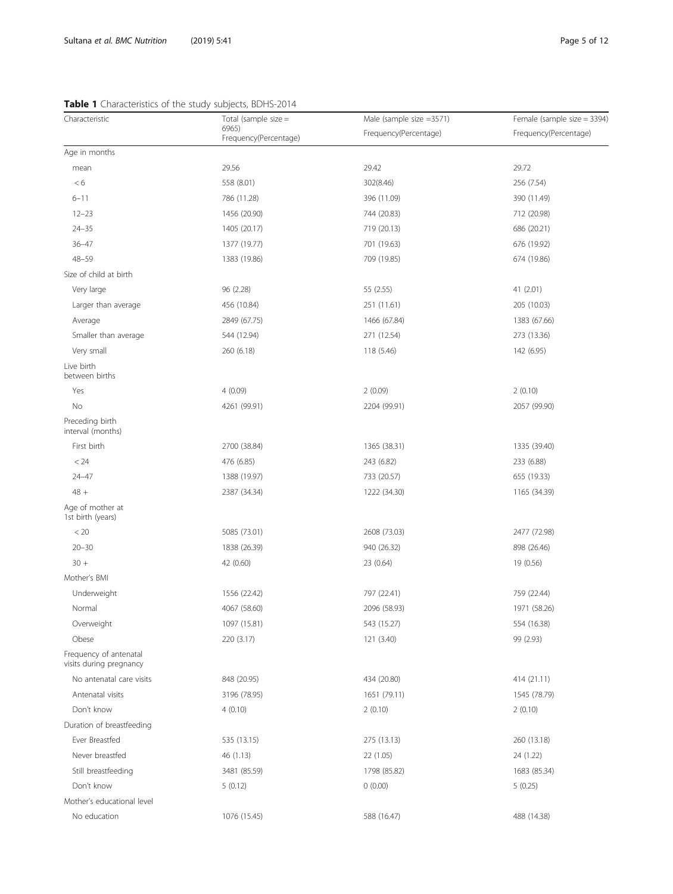**Table 1** Characteristics of the study subjects, BDHS-2014

| Characteristic | Total (sample size = 6965) Frequency(Percentage) | Male (sample size =3571) Frequency(Percentage) | Female (sample size = 3394) Frequency(Percentage) |
|---|---|---|---|
| Age in months | | | |
| mean | 29.56 | 29.42 | 29.72 |
| < 6 | 558 (8.01) | 302(8.46) | 256 (7.54) |
| 6–11 | 786 (11.28) | 396 (11.09) | 390 (11.49) |
| 12–23 | 1456 (20.90) | 744 (20.83) | 712 (20.98) |
| 24–35 | 1405 (20.17) | 719 (20.13) | 686 (20.21) |
| 36–47 | 1377 (19.77) | 701 (19.63) | 676 (19.92) |
| 48–59 | 1383 (19.86) | 709 (19.85) | 674 (19.86) |
| Size of child at birth | | | |
| Very large | 96 (2.28) | 55 (2.55) | 41 (2.01) |
| Larger than average | 456 (10.84) | 251 (11.61) | 205 (10.03) |
| Average | 2849 (67.75) | 1466 (67.84) | 1383 (67.66) |
| Smaller than average | 544 (12.94) | 271 (12.54) | 273 (13.36) |
| Very small | 260 (6.18) | 118 (5.46) | 142 (6.95) |
| Live birth between births | | | |
| Yes | 4 (0.09) | 2 (0.09) | 2 (0.10) |
| No | 4261 (99.91) | 2204 (99.91) | 2057 (99.90) |
| Preceding birth interval (months) | | | |
| First birth | 2700 (38.84) | 1365 (38.31) | 1335 (39.40) |
| < 24 | 476 (6.85) | 243 (6.82) | 233 (6.88) |
| 24–47 | 1388 (19.97) | 733 (20.57) | 655 (19.33) |
| 48 + | 2387 (34.34) | 1222 (34.30) | 1165 (34.39) |
| Age of mother at 1st birth (years) | | | |
| < 20 | 5085 (73.01) | 2608 (73.03) | 2477 (72.98) |
| 20–30 | 1838 (26.39) | 940 (26.32) | 898 (26.46) |
| 30 + | 42 (0.60) | 23 (0.64) | 19 (0.56) |
| Mother's BMI | | | |
| Underweight | 1556 (22.42) | 797 (22.41) | 759 (22.44) |
| Normal | 4067 (58.60) | 2096 (58.93) | 1971 (58.26) |
| Overweight | 1097 (15.81) | 543 (15.27) | 554 (16.38) |
| Obese | 220 (3.17) | 121 (3.40) | 99 (2.93) |
| Frequency of antenatal visits during pregnancy | | | |
| No antenatal care visits | 848 (20.95) | 434 (20.80) | 414 (21.11) |
| Antenatal visits | 3196 (78.95) | 1651 (79.11) | 1545 (78.79) |
| Don't know | 4 (0.10) | 2 (0.10) | 2 (0.10) |
| Duration of breastfeeding | | | |
| Ever Breastfed | 535 (13.15) | 275 (13.13) | 260 (13.18) |
| Never breastfed | 46 (1.13) | 22 (1.05) | 24 (1.22) |
| Still breastfeeding | 3481 (85.59) | 1798 (85.82) | 1683 (85.34) |
| Don't know | 5 (0.12) | 0 (0.00) | 5 (0.25) |
| Mother's educational level | | | |
| No education | 1076 (15.45) | 588 (16.47) | 488 (14.38) |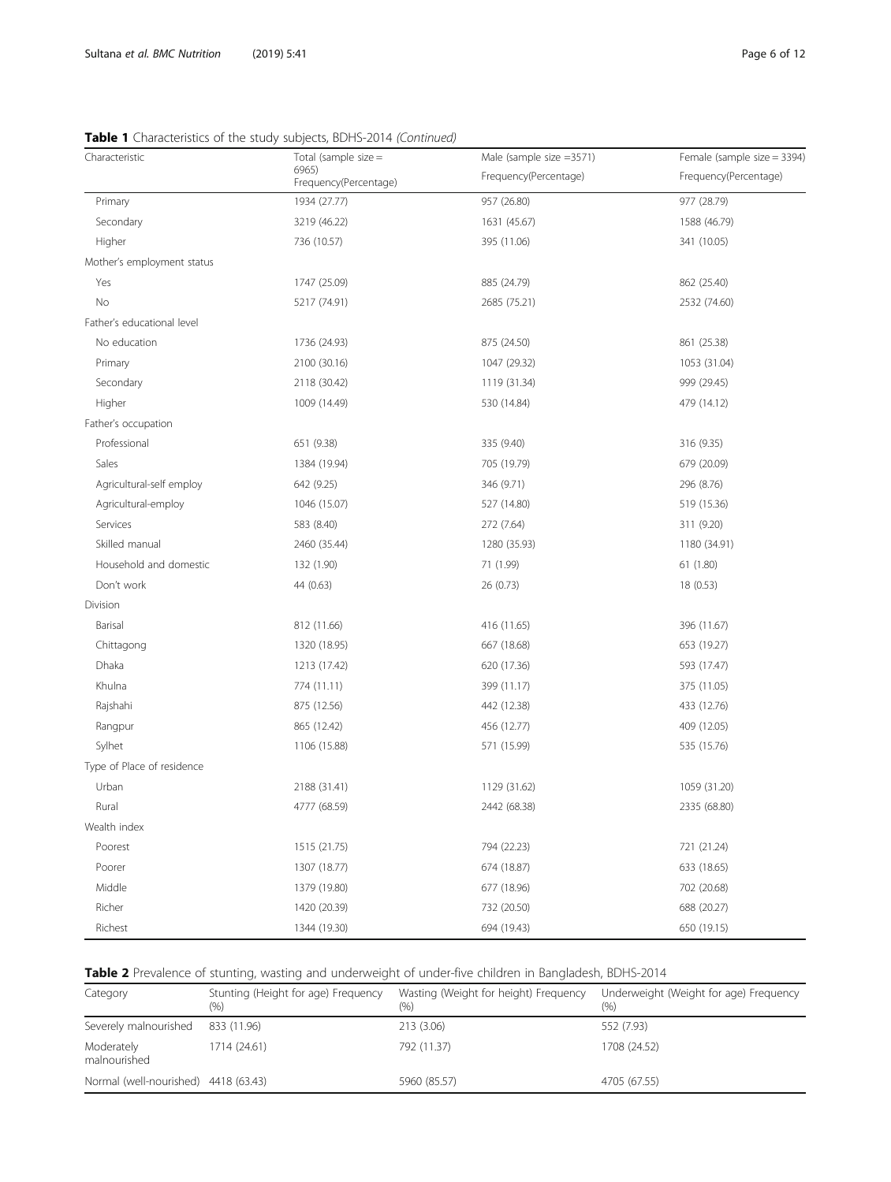**Table 1** Characteristics of the study subjects, BDHS-2014 *(Continued)*

| Characteristic | Total (sample size = 6965) Frequency(Percentage) | Male (sample size =3571) Frequency(Percentage) | Female (sample size = 3394) Frequency(Percentage) |
|---|---|---|---|
| Primary | 1934 (27.77) | 957 (26.80) | 977 (28.79) |
| Secondary | 3219 (46.22) | 1631 (45.67) | 1588 (46.79) |
| Higher | 736 (10.57) | 395 (11.06) | 341 (10.05) |
| Mother's employment status | | | |
| Yes | 1747 (25.09) | 885 (24.79) | 862 (25.40) |
| No | 5217 (74.91) | 2685 (75.21) | 2532 (74.60) |
| Father's educational level | | | |
| No education | 1736 (24.93) | 875 (24.50) | 861 (25.38) |
| Primary | 2100 (30.16) | 1047 (29.32) | 1053 (31.04) |
| Secondary | 2118 (30.42) | 1119 (31.34) | 999 (29.45) |
| Higher | 1009 (14.49) | 530 (14.84) | 479 (14.12) |
| Father's occupation | | | |
| Professional | 651 (9.38) | 335 (9.40) | 316 (9.35) |
| Sales | 1384 (19.94) | 705 (19.79) | 679 (20.09) |
| Agricultural-self employ | 642 (9.25) | 346 (9.71) | 296 (8.76) |
| Agricultural-employ | 1046 (15.07) | 527 (14.80) | 519 (15.36) |
| Services | 583 (8.40) | 272 (7.64) | 311 (9.20) |
| Skilled manual | 2460 (35.44) | 1280 (35.93) | 1180 (34.91) |
| Household and domestic | 132 (1.90) | 71 (1.99) | 61 (1.80) |
| Don't work | 44 (0.63) | 26 (0.73) | 18 (0.53) |
| Division | | | |
| Barisal | 812 (11.66) | 416 (11.65) | 396 (11.67) |
| Chittagong | 1320 (18.95) | 667 (18.68) | 653 (19.27) |
| Dhaka | 1213 (17.42) | 620 (17.36) | 593 (17.47) |
| Khulna | 774 (11.11) | 399 (11.17) | 375 (11.05) |
| Rajshahi | 875 (12.56) | 442 (12.38) | 433 (12.76) |
| Rangpur | 865 (12.42) | 456 (12.77) | 409 (12.05) |
| Sylhet | 1106 (15.88) | 571 (15.99) | 535 (15.76) |
| Type of Place of residence | | | |
| Urban | 2188 (31.41) | 1129 (31.62) | 1059 (31.20) |
| Rural | 4777 (68.59) | 2442 (68.38) | 2335 (68.80) |
| Wealth index | | | |
| Poorest | 1515 (21.75) | 794 (22.23) | 721 (21.24) |
| Poorer | 1307 (18.77) | 674 (18.87) | 633 (18.65) |
| Middle | 1379 (19.80) | 677 (18.96) | 702 (20.68) |
| Richer | 1420 (20.39) | 732 (20.50) | 688 (20.27) |
| Richest | 1344 (19.30) | 694 (19.43) | 650 (19.15) |

**Table 2** Prevalence of stunting, wasting and underweight of under-five children in Bangladesh, BDHS-2014

| Category | Stunting (Height for age) Frequency (%) | Wasting (Weight for height) Frequency (%) | Underweight (Weight for age) Frequency (%) |
|---|---|---|---|
| Severely malnourished | 833 (11.96) | 213 (3.06) | 552 (7.93) |
| Moderately malnourished | 1714 (24.61) | 792 (11.37) | 1708 (24.52) |
| Normal (well-nourished) | 4418 (63.43) | 5960 (85.57) | 4705 (67.55) |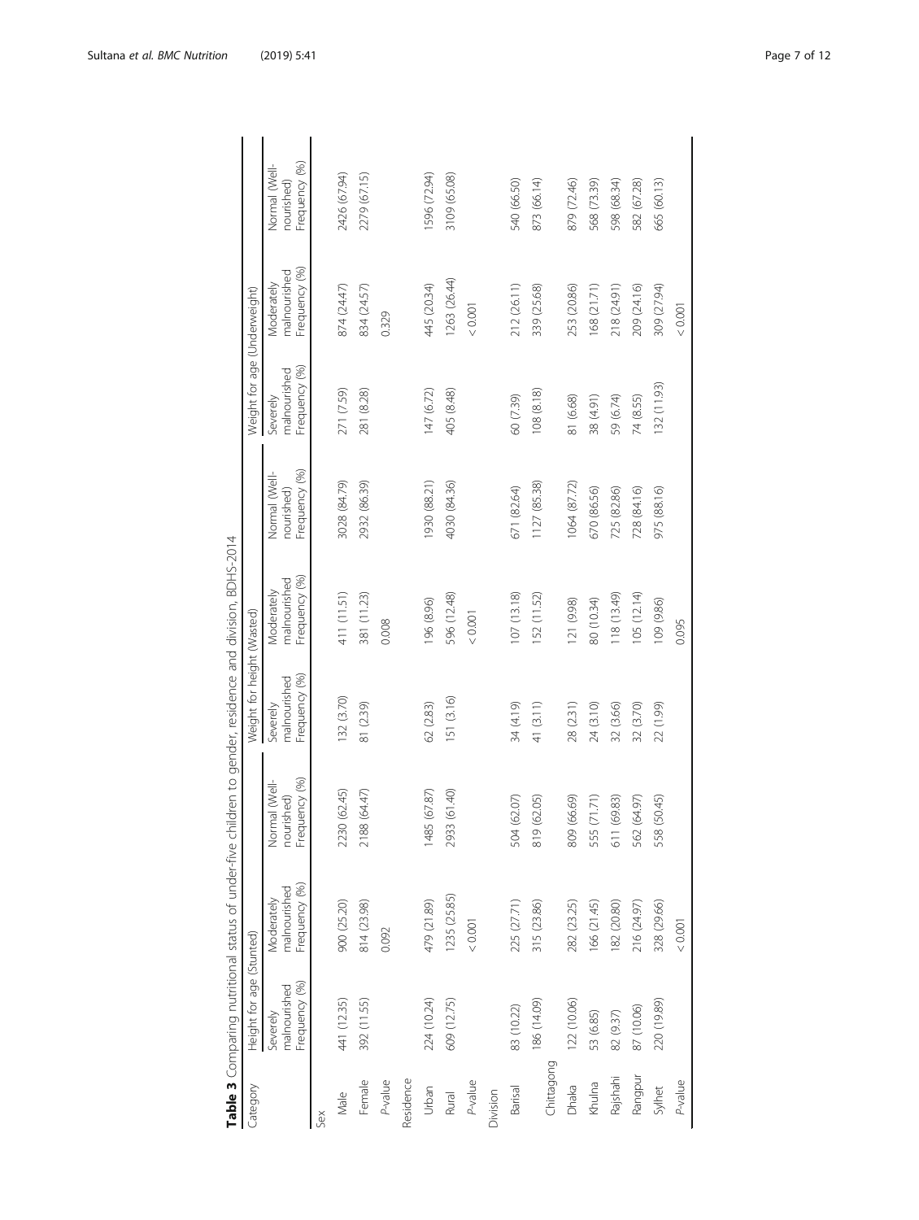**Table 3** Comparing nutritional status of under-five children to gender, residence and division, BDHS-2014

| Category | Height for age (Stunted) | | | Weight for height (Wasted) | | | Weight for age (Underweight) | | |
|---|---|---|---|---|---|---|---|---|---|
| | Severely malnourished Frequency (%) | Moderately malnourished Frequency (%) | Normal (Well-nourished) Frequency (%) | Severely malnourished Frequency (%) | Moderately malnourished Frequency (%) | Normal (Well-nourished) Frequency (%) | Severely malnourished Frequency (%) | Moderately malnourished Frequency (%) | Normal (Well-nourished) Frequency (%) |
| Sex | | | | | | | | | |
| Male | 441 (12.35) | 900 (25.20) | 2230 (62.45) | 132 (3.70) | 411 (11.51) | 3028 (84.79) | 271 (7.59) | 874 (24.47) | 2426 (67.94) |
| Female | 392 (11.55) | 814 (23.98) | 2188 (64.47) | 81 (2.39) | 381 (11.23) | 2932 (86.39) | 281 (8.28) | 834 (24.57) | 2279 (67.15) |
| *P*-value | | 0.092 | | | 0.008 | | | 0.329 | |
| Residence | | | | | | | | | |
| Urban | 224 (10.24) | 479 (21.89) | 1485 (67.87) | 62 (2.83) | 196 (8.96) | 1930 (88.21) | 147 (6.72) | 445 (20.34) | 1596 (72.94) |
| Rural | 609 (12.75) | 1235 (25.85) | 2933 (61.40) | 151 (3.16) | 596 (12.48) | 4030 (84.36) | 405 (8.48) | 1263 (26.44) | 3109 (65.08) |
| *P*-value | | < 0.001 | | | < 0.001 | | | < 0.001 | |
| Division | | | | | | | | | |
| Barisal | 83 (10.22) | 225 (27.71) | 504 (62.07) | 34 (4.19) | 107 (13.18) | 671 (82.64) | 60 (7.39) | 212 (26.11) | 540 (66.50) |
| Chittagong | 186 (14.09) | 315 (23.86) | 819 (62.05) | 41 (3.11) | 152 (11.52) | 1127 (85.38) | 108 (8.18) | 339 (25.68) | 873 (66.14) |
| Dhaka | 122 (10.06) | 282 (23.25) | 809 (66.69) | 28 (2.31) | 121 (9.98) | 1064 (87.72) | 81 (6.68) | 253 (20.86) | 879 (72.46) |
| Khulna | 53 (6.85) | 166 (21.45) | 555 (71.71) | 24 (3.10) | 80 (10.34) | 670 (86.56) | 38 (4.91) | 168 (21.71) | 568 (73.39) |
| Rajshahi | 82 (9.37) | 182 (20.80) | 611 (69.83) | 32 (3.66) | 118 (13.49) | 725 (82.86) | 59 (6.74) | 218 (24.91) | 598 (68.34) |
| Rangpur | 87 (10.06) | 216 (24.97) | 562 (64.97) | 32 (3.70) | 105 (12.14) | 728 (84.16) | 74 (8.55) | 209 (24.16) | 582 (67.28) |
| Sylhet | 220 (19.89) | 328 (29.66) | 558 (50.45) | 22 (1.99) | 109 (9.86) | 975 (88.16) | 132 (11.93) | 309 (27.94) | 665 (60.13) |
| *P*-value | | < 0.001 | | | 0.095 | | | < 0.001 | |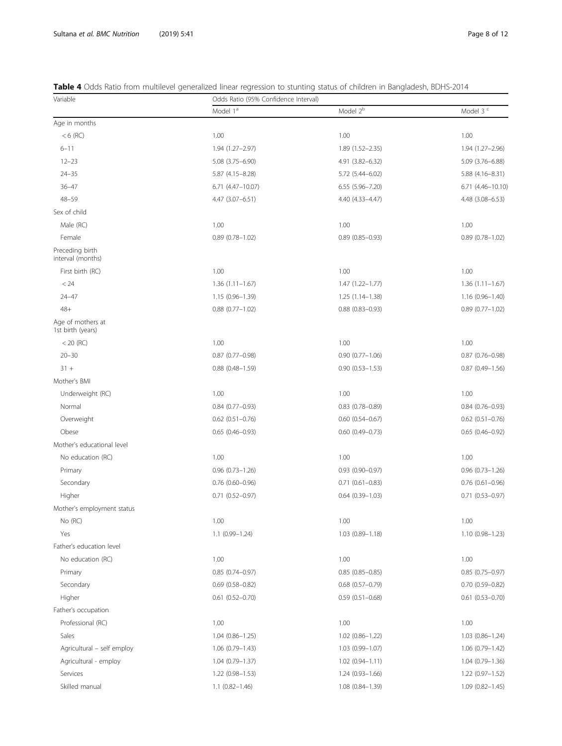**Table 4** Odds Ratio from multilevel generalized linear regression to stunting status of children in Bangladesh, BDHS-2014

| Variable | Odds Ratio (95% Confidence Interval) | | |
|---|---|---|---|
| | Model 1[a] | Model 2[b] | Model 3 [c] |
| Age in months | | | |
| < 6 (RC) | 1.00 | 1.00 | 1.00 |
| 6–11 | 1.94 (1.27–2.97) | 1.89 (1.52–2.35) | 1.94 (1.27–2.96) |
| 12–23 | 5.08 (3.75–6.90) | 4.91 (3.82–6.32) | 5.09 (3.76–6.88) |
| 24–35 | 5.87 (4.15–8.28) | 5.72 (5.44–6.02) | 5.88 (4.16–8.31) |
| 36–47 | 6.71 (4.47–10.07) | 6.55 (5.96–7.20) | 6.71 (4.46–10.10) |
| 48–59 | 4.47 (3.07–6.51) | 4.40 (4.33–4.47) | 4.48 (3.08–6.53) |
| Sex of child | | | |
| Male (RC) | 1.00 | 1.00 | 1.00 |
| Female | 0.89 (0.78–1.02) | 0.89 (0.85–0.93) | 0.89 (0.78–1.02) |
| Preceding birth interval (months) | | | |
| First birth (RC) | 1.00 | 1.00 | 1.00 |
| < 24 | 1.36 (1.11–1.67) | 1.47 (1.22–1.77) | 1.36 (1.11–1.67) |
| 24–47 | 1.15 (0.96–1.39) | 1.25 (1.14–1.38) | 1.16 (0.96–1.40) |
| 48+ | 0.88 (0.77–1.02) | 0.88 (0.83–0.93) | 0.89 (0.77–1.02) |
| Age of mothers at 1st birth (years) | | | |
| < 20 (RC) | 1.00 | 1.00 | 1.00 |
| 20–30 | 0.87 (0.77–0.98) | 0.90 (0.77–1.06) | 0.87 (0.76–0.98) |
| 31 + | 0.88 (0.48–1.59) | 0.90 (0.53–1.53) | 0.87 (0.49–1.56) |
| Mother's BMI | | | |
| Underweight (RC) | 1.00 | 1.00 | 1.00 |
| Normal | 0.84 (0.77–0.93) | 0.83 (0.78–0.89) | 0.84 (0.76–0.93) |
| Overweight | 0.62 (0.51–0.76) | 0.60 (0.54–0.67) | 0.62 (0.51–0.76) |
| Obese | 0.65 (0.46–0.93) | 0.60 (0.49–0.73) | 0.65 (0.46–0.92) |
| Mother's educational level | | | |
| No education (RC) | 1.00 | 1.00 | 1.00 |
| Primary | 0.96 (0.73–1.26) | 0.93 (0.90–0.97) | 0.96 (0.73–1.26) |
| Secondary | 0.76 (0.60–0.96) | 0.71 (0.61–0.83) | 0.76 (0.61–0.96) |
| Higher | 0.71 (0.52–0.97) | 0.64 (0.39–1.03) | 0.71 (0.53–0.97) |
| Mother's employment status | | | |
| No (RC) | 1.00 | 1.00 | 1.00 |
| Yes | 1.1 (0.99–1.24) | 1.03 (0.89–1.18) | 1.10 (0.98–1.23) |
| Father's education level | | | |
| No education (RC) | 1.00 | 1.00 | 1.00 |
| Primary | 0.85 (0.74–0.97) | 0.85 (0.85–0.85) | 0.85 (0.75–0.97) |
| Secondary | 0.69 (0.58–0.82) | 0.68 (0.57–0.79) | 0.70 (0.59–0.82) |
| Higher | 0.61 (0.52–0.70) | 0.59 (0.51–0.68) | 0.61 (0.53–0.70) |
| Father's occupation | | | |
| Professional (RC) | 1.00 | 1.00 | 1.00 |
| Sales | 1.04 (0.86–1.25) | 1.02 (0.86–1.22) | 1.03 (0.86–1.24) |
| Agricultural – self employ | 1.06 (0.79–1.43) | 1.03 (0.99–1.07) | 1.06 (0.79–1.42) |
| Agricultural - employ | 1.04 (0.79–1.37) | 1.02 (0.94–1.11) | 1.04 (0.79–1.36) |
| Services | 1.22 (0.98–1.53) | 1.24 (0.93–1.66) | 1.22 (0.97–1.52) |
| Skilled manual | 1.1 (0.82–1.46) | 1.08 (0.84–1.39) | 1.09 (0.82–1.45) |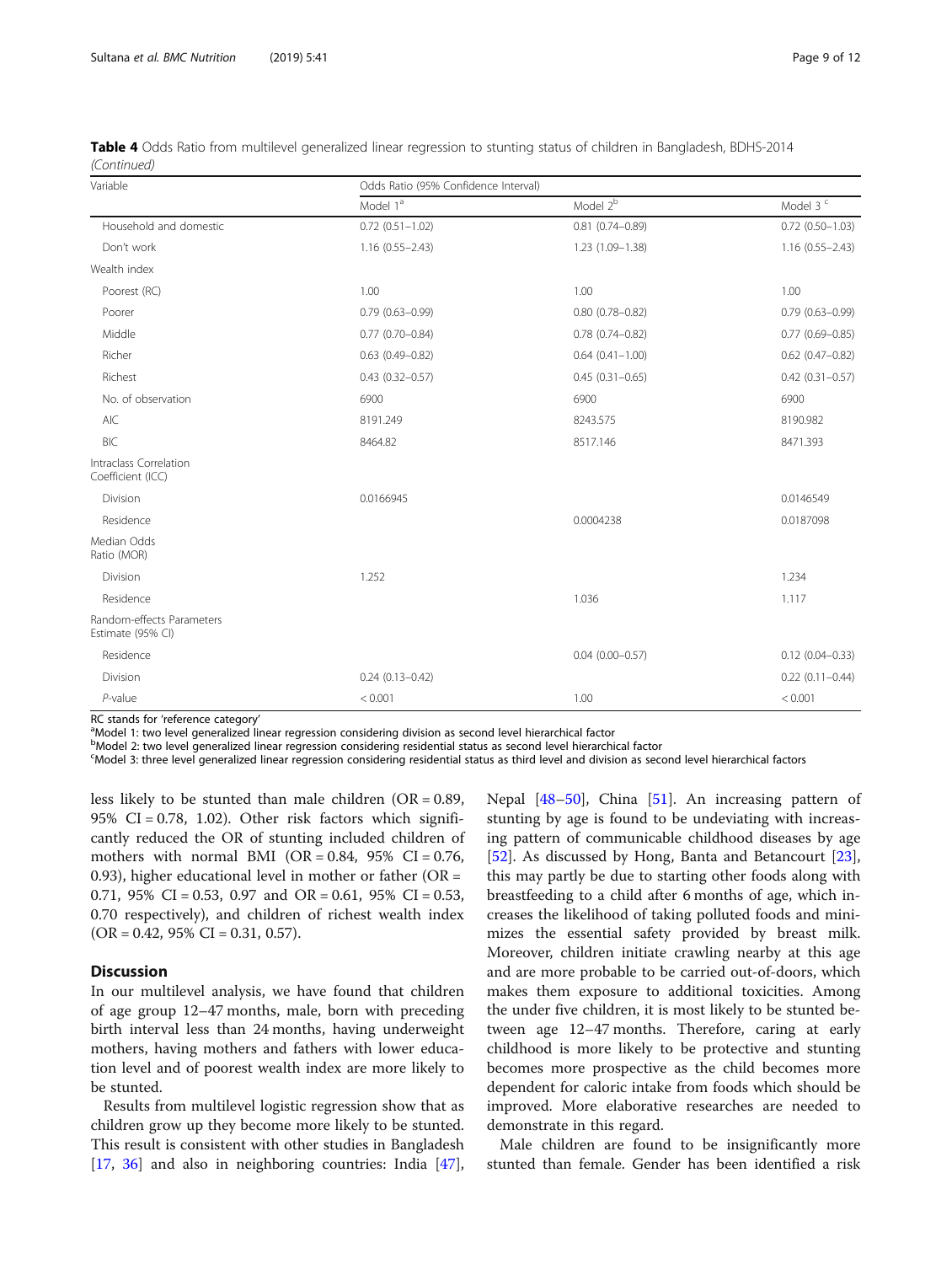**Table 4** Odds Ratio from multilevel generalized linear regression to stunting status of children in Bangladesh, BDHS-2014 *(Continued)*

| Variable | Odds Ratio (95% Confidence Interval) | | |
|---|---|---|---|
| | Model 1[a] | Model 2[b] | Model 3[c] |
| Household and domestic | 0.72 (0.51–1.02) | 0.81 (0.74–0.89) | 0.72 (0.50–1.03) |
| Don't work | 1.16 (0.55–2.43) | 1.23 (1.09–1.38) | 1.16 (0.55–2.43) |
| Wealth index | | | |
| Poorest (RC) | 1.00 | 1.00 | 1.00 |
| Poorer | 0.79 (0.63–0.99) | 0.80 (0.78–0.82) | 0.79 (0.63–0.99) |
| Middle | 0.77 (0.70–0.84) | 0.78 (0.74–0.82) | 0.77 (0.69–0.85) |
| Richer | 0.63 (0.49–0.82) | 0.64 (0.41–1.00) | 0.62 (0.47–0.82) |
| Richest | 0.43 (0.32–0.57) | 0.45 (0.31–0.65) | 0.42 (0.31–0.57) |
| No. of observation | 6900 | 6900 | 6900 |
| AIC | 8191.249 | 8243.575 | 8190.982 |
| BIC | 8464.82 | 8517.146 | 8471.393 |
| Intraclass Correlation Coefficient (ICC) | | | |
| Division | 0.0166945 | | 0.0146549 |
| Residence | | 0.0004238 | 0.0187098 |
| Median Odds Ratio (MOR) | | | |
| Division | 1.252 | | 1.234 |
| Residence | | 1.036 | 1.117 |
| Random-effects Parameters Estimate (95% CI) | | | |
| Residence | | 0.04 (0.00–0.57) | 0.12 (0.04–0.33) |
| Division | 0.24 (0.13–0.42) | | 0.22 (0.11–0.44) |
| *P*-value | < 0.001 | 1.00 | < 0.001 |

RC stands for 'reference category'
[a]Model 1: two level generalized linear regression considering division as second level hierarchical factor
[b]Model 2: two level generalized linear regression considering residential status as second level hierarchical factor
[c]Model 3: three level generalized linear regression considering residential status as third level and division as second level hierarchical factors

less likely to be stunted than male children (OR = 0.89, 95% CI = 0.78, 1.02). Other risk factors which significantly reduced the OR of stunting included children of mothers with normal BMI (OR = 0.84, 95% CI = 0.76, 0.93), higher educational level in mother or father (OR = 0.71, 95% CI = 0.53, 0.97 and OR = 0.61, 95% CI = 0.53, 0.70 respectively), and children of richest wealth index (OR = 0.42, 95% CI = 0.31, 0.57).

## Discussion

In our multilevel analysis, we have found that children of age group 12–47 months, male, born with preceding birth interval less than 24 months, having underweight mothers, having mothers and fathers with lower education level and of poorest wealth index are more likely to be stunted.

Results from multilevel logistic regression show that as children grow up they become more likely to be stunted. This result is consistent with other studies in Bangladesh [17, 36] and also in neighboring countries: India [47], Nepal [48–50], China [51]. An increasing pattern of stunting by age is found to be undeviating with increasing pattern of communicable childhood diseases by age [52]. As discussed by Hong, Banta and Betancourt [23], this may partly be due to starting other foods along with breastfeeding to a child after 6 months of age, which increases the likelihood of taking polluted foods and minimizes the essential safety provided by breast milk. Moreover, children initiate crawling nearby at this age and are more probable to be carried out-of-doors, which makes them exposure to additional toxicities. Among the under five children, it is most likely to be stunted between age 12–47 months. Therefore, caring at early childhood is more likely to be protective and stunting becomes more prospective as the child becomes more dependent for caloric intake from foods which should be improved. More elaborative researches are needed to demonstrate in this regard.

Male children are found to be insignificantly more stunted than female. Gender has been identified a risk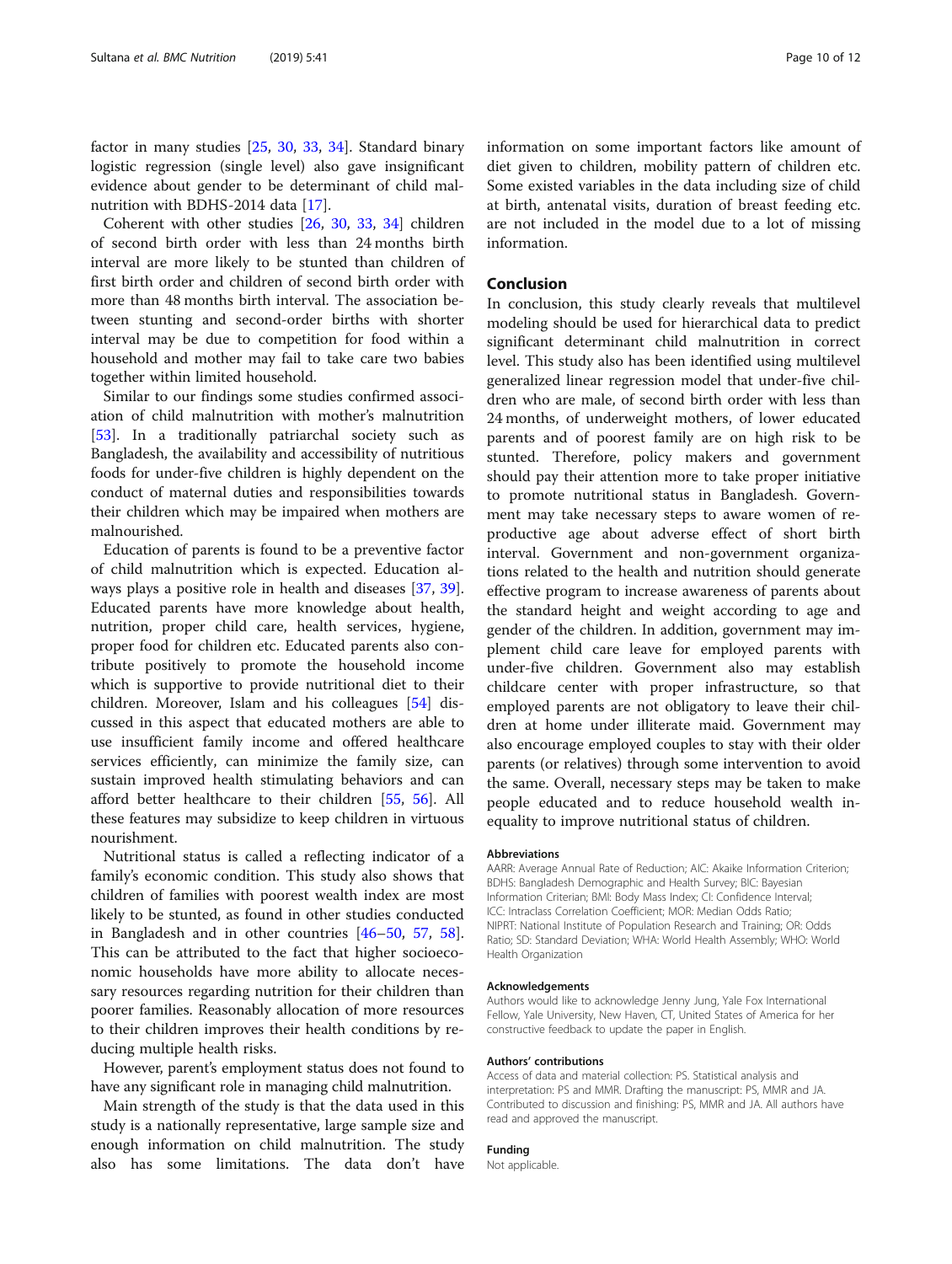factor in many studies [25, 30, 33, 34]. Standard binary logistic regression (single level) also gave insignificant evidence about gender to be determinant of child malnutrition with BDHS-2014 data [17].

Coherent with other studies [26, 30, 33, 34] children of second birth order with less than 24 months birth interval are more likely to be stunted than children of first birth order and children of second birth order with more than 48 months birth interval. The association between stunting and second-order births with shorter interval may be due to competition for food within a household and mother may fail to take care two babies together within limited household.

Similar to our findings some studies confirmed association of child malnutrition with mother's malnutrition [53]. In a traditionally patriarchal society such as Bangladesh, the availability and accessibility of nutritious foods for under-five children is highly dependent on the conduct of maternal duties and responsibilities towards their children which may be impaired when mothers are malnourished.

Education of parents is found to be a preventive factor of child malnutrition which is expected. Education always plays a positive role in health and diseases [37, 39]. Educated parents have more knowledge about health, nutrition, proper child care, health services, hygiene, proper food for children etc. Educated parents also contribute positively to promote the household income which is supportive to provide nutritional diet to their children. Moreover, Islam and his colleagues [54] discussed in this aspect that educated mothers are able to use insufficient family income and offered healthcare services efficiently, can minimize the family size, can sustain improved health stimulating behaviors and can afford better healthcare to their children [55, 56]. All these features may subsidize to keep children in virtuous nourishment.

Nutritional status is called a reflecting indicator of a family's economic condition. This study also shows that children of families with poorest wealth index are most likely to be stunted, as found in other studies conducted in Bangladesh and in other countries [46–50, 57, 58]. This can be attributed to the fact that higher socioeconomic households have more ability to allocate necessary resources regarding nutrition for their children than poorer families. Reasonably allocation of more resources to their children improves their health conditions by reducing multiple health risks.

However, parent's employment status does not found to have any significant role in managing child malnutrition.

Main strength of the study is that the data used in this study is a nationally representative, large sample size and enough information on child malnutrition. The study also has some limitations. The data don't have information on some important factors like amount of diet given to children, mobility pattern of children etc. Some existed variables in the data including size of child at birth, antenatal visits, duration of breast feeding etc. are not included in the model due to a lot of missing information.

## Conclusion

In conclusion, this study clearly reveals that multilevel modeling should be used for hierarchical data to predict significant determinant child malnutrition in correct level. This study also has been identified using multilevel generalized linear regression model that under-five children who are male, of second birth order with less than 24 months, of underweight mothers, of lower educated parents and of poorest family are on high risk to be stunted. Therefore, policy makers and government should pay their attention more to take proper initiative to promote nutritional status in Bangladesh. Government may take necessary steps to aware women of reproductive age about adverse effect of short birth interval. Government and non-government organizations related to the health and nutrition should generate effective program to increase awareness of parents about the standard height and weight according to age and gender of the children. In addition, government may implement child care leave for employed parents with under-five children. Government also may establish childcare center with proper infrastructure, so that employed parents are not obligatory to leave their children at home under illiterate maid. Government may also encourage employed couples to stay with their older parents (or relatives) through some intervention to avoid the same. Overall, necessary steps may be taken to make people educated and to reduce household wealth inequality to improve nutritional status of children.

### Abbreviations

AARR: Average Annual Rate of Reduction; AIC: Akaike Information Criterion; BDHS: Bangladesh Demographic and Health Survey; BIC: Bayesian Information Criterian; BMI: Body Mass Index; CI: Confidence Interval; ICC: Intraclass Correlation Coefficient; MOR: Median Odds Ratio; NIPRT: National Institute of Population Research and Training; OR: Odds Ratio; SD: Standard Deviation; WHA: World Health Assembly; WHO: World Health Organization

### Acknowledgements

Authors would like to acknowledge Jenny Jung, Yale Fox International Fellow, Yale University, New Haven, CT, United States of America for her constructive feedback to update the paper in English.

### Authors' contributions

Access of data and material collection: PS. Statistical analysis and interpretation: PS and MMR. Drafting the manuscript: PS, MMR and JA. Contributed to discussion and finishing: PS, MMR and JA. All authors have read and approved the manuscript.

### Funding

Not applicable.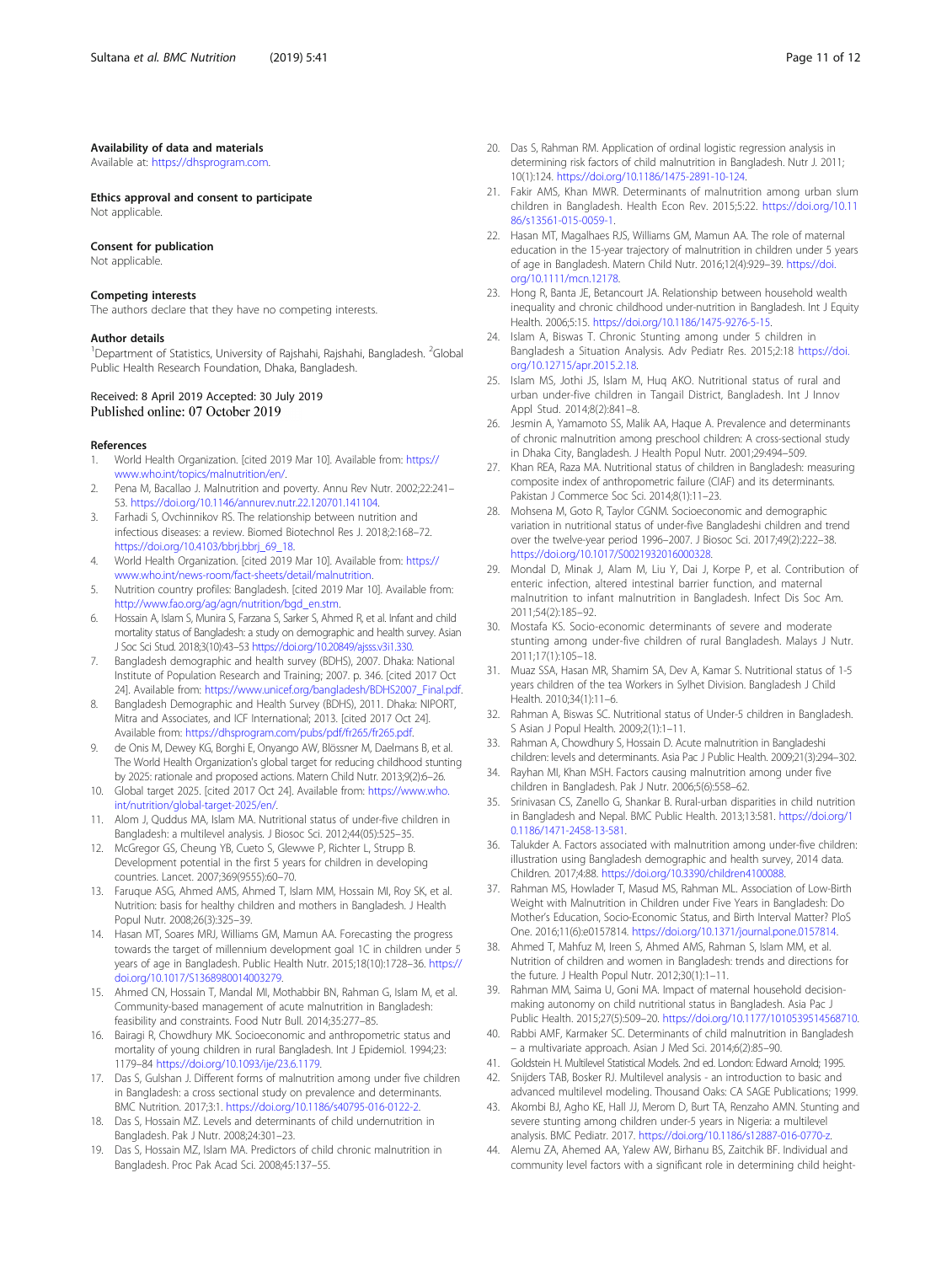### Availability of data and materials

Available at: https://dhsprogram.com.

### Ethics approval and consent to participate

Not applicable.

### Consent for publication

Not applicable.

### Competing interests

The authors declare that they have no competing interests.

### Author details

[1]Department of Statistics, University of Rajshahi, Rajshahi, Bangladesh. [2]Global Public Health Research Foundation, Dhaka, Bangladesh.

Received: 8 April 2019 Accepted: 30 July 2019
Published online: 07 October 2019

### References

1. World Health Organization. [cited 2019 Mar 10]. Available from: https://www.who.int/topics/malnutrition/en/.
2. Pena M, Bacallao J. Malnutrition and poverty. Annu Rev Nutr. 2002;22:241–53. https://doi.org/10.1146/annurev.nutr.22.120701.141104.
3. Farhadi S, Ovchinnikov RS. The relationship between nutrition and infectious diseases: a review. Biomed Biotechnol Res J. 2018;2:168–72. https://doi.org/10.4103/bbrj.bbrj_69_18.
4. World Health Organization. [cited 2019 Mar 10]. Available from: https://www.who.int/news-room/fact-sheets/detail/malnutrition.
5. Nutrition country profiles: Bangladesh. [cited 2019 Mar 10]. Available from: http://www.fao.org/ag/agn/nutrition/bgd_en.stm.
6. Hossain A, Islam S, Munira S, Farzana S, Sarker S, Ahmed R, et al. Infant and child mortality status of Bangladesh: a study on demographic and health survey. Asian J Soc Sci Stud. 2018;3(10):43–53 https://doi.org/10.20849/ajsss.v3i1.330.
7. Bangladesh demographic and health survey (BDHS), 2007. Dhaka: National Institute of Population Research and Training; 2007. p. 346. [cited 2017 Oct 24]. Available from: https://www.unicef.org/bangladesh/BDHS2007_Final.pdf.
8. Bangladesh Demographic and Health Survey (BDHS), 2011. Dhaka: NIPORT, Mitra and Associates, and ICF International; 2013. [cited 2017 Oct 24]. Available from: https://dhsprogram.com/pubs/pdf/fr265/fr265.pdf.
9. de Onis M, Dewey KG, Borghi E, Onyango AW, Blössner M, Daelmans B, et al. The World Health Organization's global target for reducing childhood stunting by 2025: rationale and proposed actions. Matern Child Nutr. 2013;9(2):6–26.
10. Global target 2025. [cited 2017 Oct 24]. Available from: https://www.who.int/nutrition/global-target-2025/en/.
11. Alom J, Quddus MA, Islam MA. Nutritional status of under-five children in Bangladesh: a multilevel analysis. J Biosoc Sci. 2012;44(05):525–35.
12. McGregor GS, Cheung YB, Cueto S, Glewwe P, Richter L, Strupp B. Development potential in the first 5 years for children in developing countries. Lancet. 2007;369(9555):60–70.
13. Faruque ASG, Ahmed AMS, Ahmed T, Islam MM, Hossain MI, Roy SK, et al. Nutrition: basis for healthy children and mothers in Bangladesh. J Health Popul Nutr. 2008;26(3):325–39.
14. Hasan MT, Soares MRJ, Williams GM, Mamun AA. Forecasting the progress towards the target of millennium development goal 1C in children under 5 years of age in Bangladesh. Public Health Nutr. 2015;18(10):1728–36. https://doi.org/10.1017/S1368980014003279.
15. Ahmed CN, Hossain T, Mandal MI, Mothabbir BN, Rahman G, Islam M, et al. Community-based management of acute malnutrition in Bangladesh: feasibility and constraints. Food Nutr Bull. 2014;35:277–85.
16. Bairagi R, Chowdhury MK. Socioeconomic and anthropometric status and mortality of young children in rural Bangladesh. Int J Epidemiol. 1994;23:1179–84 https://doi.org/10.1093/ije/23.6.1179.
17. Das S, Gulshan J. Different forms of malnutrition among under five children in Bangladesh: a cross sectional study on prevalence and determinants. BMC Nutrition. 2017;3:1. https://doi.org/10.1186/s40795-016-0122-2.
18. Das S, Hossain MZ. Levels and determinants of child undernutrition in Bangladesh. Pak J Nutr. 2008;24:301–23.
19. Das S, Hossain MZ, Islam MA. Predictors of child chronic malnutrition in Bangladesh. Proc Pak Acad Sci. 2008;45:137–55.
20. Das S, Rahman RM. Application of ordinal logistic regression analysis in determining risk factors of child malnutrition in Bangladesh. Nutr J. 2011;10(1):124. https://doi.org/10.1186/1475-2891-10-124.
21. Fakir AMS, Khan MWR. Determinants of malnutrition among urban slum children in Bangladesh. Health Econ Rev. 2015;5:22. https://doi.org/10.1186/s13561-015-0059-1.
22. Hasan MT, Magalhaes RJS, Williams GM, Mamun AA. The role of maternal education in the 15-year trajectory of malnutrition in children under 5 years of age in Bangladesh. Matern Child Nutr. 2016;12(4):929–39. https://doi.org/10.1111/mcn.12178.
23. Hong R, Banta JE, Betancourt JA. Relationship between household wealth inequality and chronic childhood under-nutrition in Bangladesh. Int J Equity Health. 2006;5:15. https://doi.org/10.1186/1475-9276-5-15.
24. Islam A, Biswas T. Chronic Stunting among under 5 children in Bangladesh a Situation Analysis. Adv Pediatr Res. 2015;2:18 https://doi.org/10.12715/apr.2015.2.18.
25. Islam MS, Jothi JS, Islam M, Huq AKO. Nutritional status of rural and urban under-five children in Tangail District, Bangladesh. Int J Innov Appl Stud. 2014;8(2):841–8.
26. Jesmin A, Yamamoto SS, Malik AA, Haque A. Prevalence and determinants of chronic malnutrition among preschool children: A cross-sectional study in Dhaka City, Bangladesh. J Health Popul Nutr. 2001;29:494–509.
27. Khan REA, Raza MA. Nutritional status of children in Bangladesh: measuring composite index of anthropometric failure (CIAF) and its determinants. Pakistan J Commerce Soc Sci. 2014;8(1):11–23.
28. Mohsena M, Goto R, Taylor CGNM. Socioeconomic and demographic variation in nutritional status of under-five Bangladeshi children and trend over the twelve-year period 1996–2007. J Biosoc Sci. 2017;49(2):222–38. https://doi.org/10.1017/S0021932016000328.
29. Mondal D, Minak J, Alam M, Liu Y, Dai J, Korpe P, et al. Contribution of enteric infection, altered intestinal barrier function, and maternal malnutrition to infant malnutrition in Bangladesh. Infect Dis Soc Am. 2011;54(2):185–92.
30. Mostafa KS. Socio-economic determinants of severe and moderate stunting among under-five children of rural Bangladesh. Malays J Nutr. 2011;17(1):105–18.
31. Muaz SSA, Hasan MR, Shamim SA, Dev A, Kamar S. Nutritional status of 1-5 years children of the tea Workers in Sylhet Division. Bangladesh J Child Health. 2010;34(1):11–6.
32. Rahman A, Biswas SC. Nutritional status of Under-5 children in Bangladesh. S Asian J Popul Health. 2009;2(1):1–11.
33. Rahman A, Chowdhury S, Hossain D. Acute malnutrition in Bangladeshi children: levels and determinants. Asia Pac J Public Health. 2009;21(3):294–302.
34. Rayhan MI, Khan MSH. Factors causing malnutrition among under five children in Bangladesh. Pak J Nutr. 2006;5(6):558–62.
35. Srinivasan CS, Zanello G, Shankar B. Rural-urban disparities in child nutrition in Bangladesh and Nepal. BMC Public Health. 2013;13:581. https://doi.org/10.1186/1471-2458-13-581.
36. Talukder A. Factors associated with malnutrition among under-five children: illustration using Bangladesh demographic and health survey, 2014 data. Children. 2017;4:88. https://doi.org/10.3390/children4100088.
37. Rahman MS, Howlader T, Masud MS, Rahman ML. Association of Low-Birth Weight with Malnutrition in Children under Five Years in Bangladesh: Do Mother's Education, Socio-Economic Status, and Birth Interval Matter? PloS One. 2016;11(6):e0157814. https://doi.org/10.1371/journal.pone.0157814.
38. Ahmed T, Mahfuz M, Ireen S, Ahmed AMS, Rahman S, Islam MM, et al. Nutrition of children and women in Bangladesh: trends and directions for the future. J Health Popul Nutr. 2012;30(1):1–11.
39. Rahman MM, Saima U, Goni MA. Impact of maternal household decision-making autonomy on child nutritional status in Bangladesh. Asia Pac J Public Health. 2015;27(5):509–20. https://doi.org/10.1177/1010539514568710.
40. Rabbi AMF, Karmaker SC. Determinants of child malnutrition in Bangladesh – a multivariate approach. Asian J Med Sci. 2014;6(2):85–90.
41. Goldstein H. Multilevel Statistical Models. 2nd ed. London: Edward Arnold; 1995.
42. Snijders TAB, Bosker RJ. Multilevel analysis - an introduction to basic and advanced multilevel modeling. Thousand Oaks: CA SAGE Publications; 1999.
43. Akombi BJ, Agho KE, Hall JJ, Merom D, Burt TA, Renzaho AMN. Stunting and severe stunting among children under-5 years in Nigeria: a multilevel analysis. BMC Pediatr. 2017. https://doi.org/10.1186/s12887-016-0770-z.
44. Alemu ZA, Ahemed AA, Yalew AW, Birhanu BS, Zaitchik BF. Individual and community level factors with a significant role in determining child height-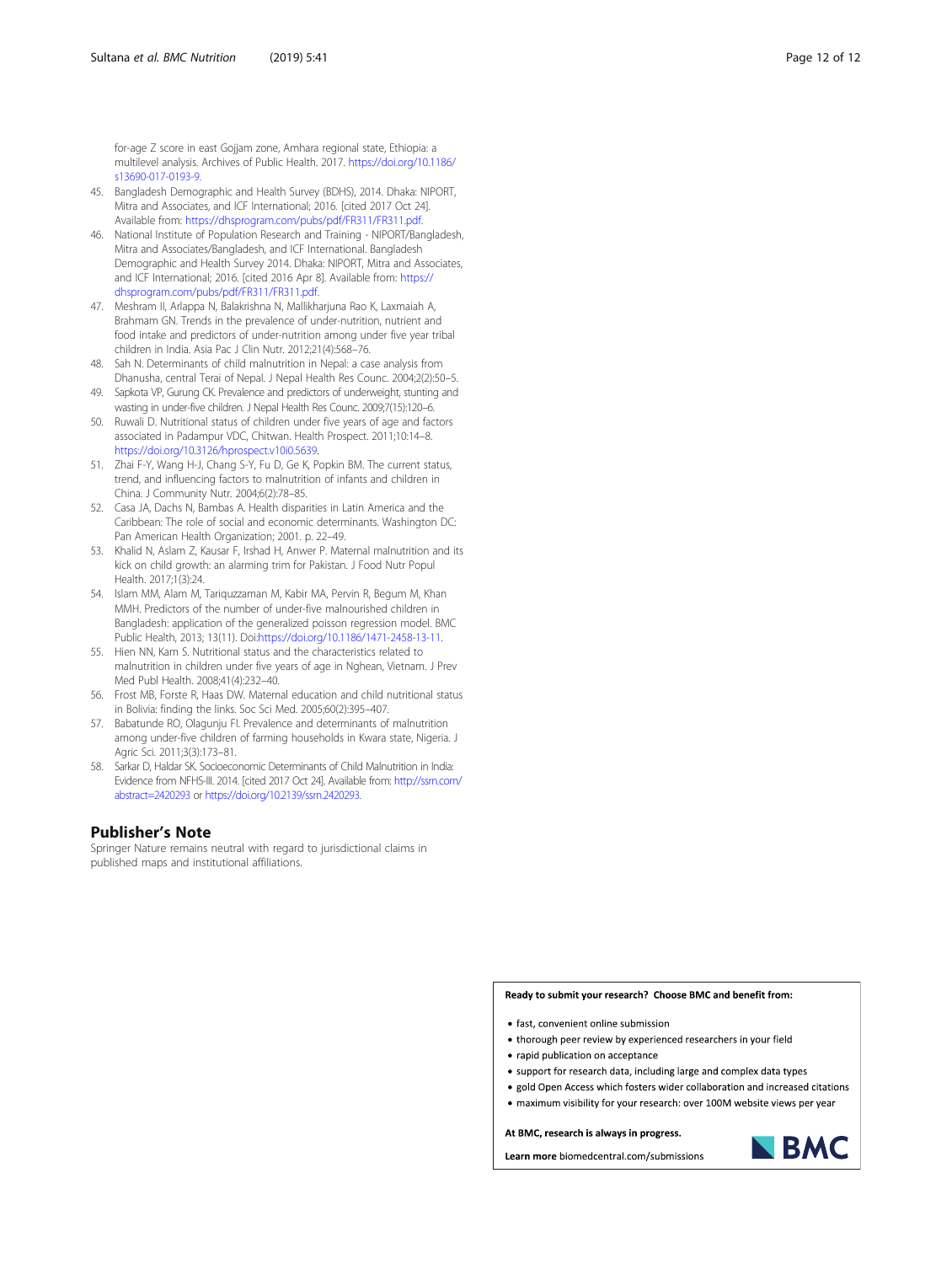for-age Z score in east Gojjam zone, Amhara regional state, Ethiopia: a multilevel analysis. Archives of Public Health. 2017. https://doi.org/10.1186/s13690-017-0193-9.

45. Bangladesh Demographic and Health Survey (BDHS), 2014. Dhaka: NIPORT, Mitra and Associates, and ICF International; 2016. [cited 2017 Oct 24]. Available from: https://dhsprogram.com/pubs/pdf/FR311/FR311.pdf.
46. National Institute of Population Research and Training - NIPORT/Bangladesh, Mitra and Associates/Bangladesh, and ICF International. Bangladesh Demographic and Health Survey 2014. Dhaka: NIPORT, Mitra and Associates, and ICF International; 2016. [cited 2016 Apr 8]. Available from: https://dhsprogram.com/pubs/pdf/FR311/FR311.pdf.
47. Meshram II, Arlappa N, Balakrishna N, Mallikharjuna Rao K, Laxmaiah A, Brahmam GN. Trends in the prevalence of under-nutrition, nutrient and food intake and predictors of under-nutrition among under five year tribal children in India. Asia Pac J Clin Nutr. 2012;21(4):568–76.
48. Sah N. Determinants of child malnutrition in Nepal: a case analysis from Dhanusha, central Terai of Nepal. J Nepal Health Res Counc. 2004;2(2):50–5.
49. Sapkota VP, Gurung CK. Prevalence and predictors of underweight, stunting and wasting in under-five children. J Nepal Health Res Counc. 2009;7(15):120–6.
50. Ruwali D. Nutritional status of children under five years of age and factors associated in Padampur VDC, Chitwan. Health Prospect. 2011;10:14–8. https://doi.org/10.3126/hprospect.v10i0.5639.
51. Zhai F-Y, Wang H-J, Chang S-Y, Fu D, Ge K, Popkin BM. The current status, trend, and influencing factors to malnutrition of infants and children in China. J Community Nutr. 2004;6(2):78–85.
52. Casa JA, Dachs N, Bambas A. Health disparities in Latin America and the Caribbean: The role of social and economic determinants. Washington DC: Pan American Health Organization; 2001. p. 22–49.
53. Khalid N, Aslam Z, Kausar F, Irshad H, Anwer P. Maternal malnutrition and its kick on child growth: an alarming trim for Pakistan. J Food Nutr Popul Health. 2017;1(3):24.
54. Islam MM, Alam M, Tariquzzaman M, Kabir MA, Pervin R, Begum M, Khan MMH. Predictors of the number of under-five malnourished children in Bangladesh: application of the generalized poisson regression model. BMC Public Health, 2013; 13(11). Doi:https://doi.org/10.1186/1471-2458-13-11.
55. Hien NN, Kam S. Nutritional status and the characteristics related to malnutrition in children under five years of age in Nghean, Vietnam. J Prev Med Publ Health. 2008;41(4):232–40.
56. Frost MB, Forste R, Haas DW. Maternal education and child nutritional status in Bolivia: finding the links. Soc Sci Med. 2005;60(2):395–407.
57. Babatunde RO, Olagunju FI. Prevalence and determinants of malnutrition among under-five children of farming households in Kwara state, Nigeria. J Agric Sci. 2011;3(3):173–81.
58. Sarkar D, Haldar SK. Socioeconomic Determinants of Child Malnutrition in India: Evidence from NFHS-III. 2014. [cited 2017 Oct 24]. Available from: http://ssrn.com/abstract=2420293 or https://doi.org/10.2139/ssrn.2420293.

## Publisher's Note

Springer Nature remains neutral with regard to jurisdictional claims in published maps and institutional affiliations.

**Ready to submit your research? Choose BMC and benefit from:**

- fast, convenient online submission
- thorough peer review by experienced researchers in your field
- rapid publication on acceptance
- support for research data, including large and complex data types
- gold Open Access which fosters wider collaboration and increased citations
- maximum visibility for your research: over 100M website views per year

**At BMC, research is always in progress.**

**Learn more** biomedcentral.com/submissions

BMC